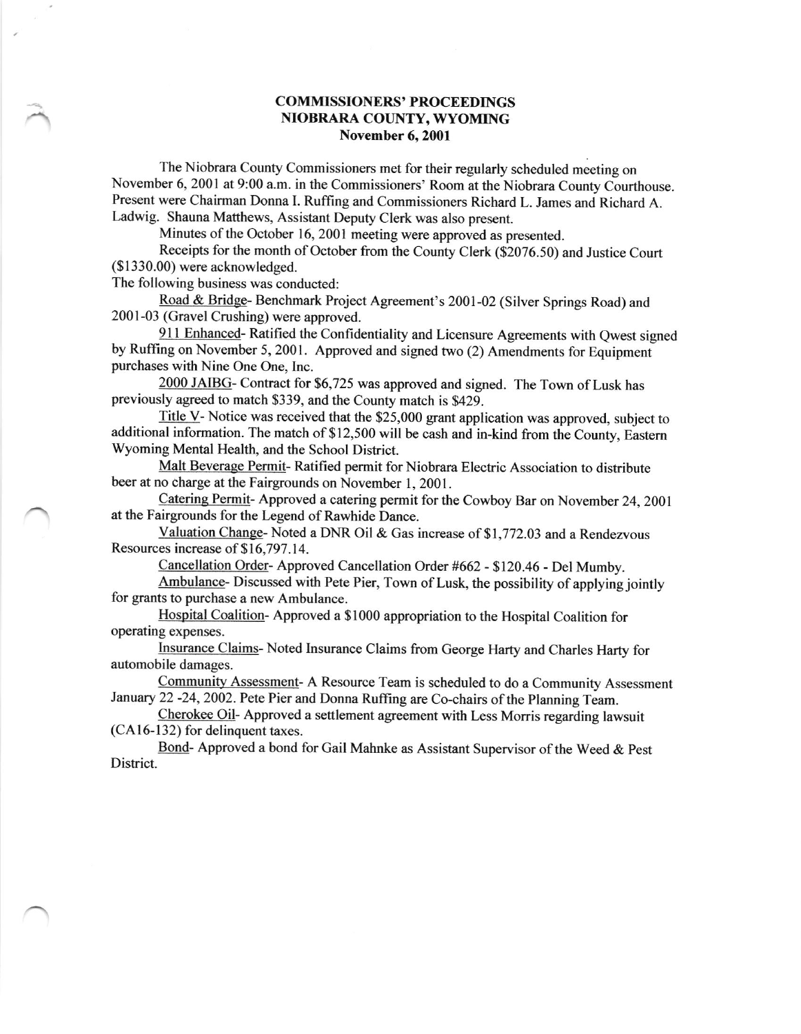# COMMISSIONERS' PROCEEDINGS
# NIOBRARA COUNTY, WYOMING
## November 6, 2001

The Niobrara County Commissioners met for their regularly scheduled meeting on November 6, 2001 at 9:00 a.m. in the Commissioners' Room at the Niobrara County Courthouse. Present were Chairman Donna I. Ruffing and Commissioners Richard L. James and Richard A. Ladwig. Shauna Matthews, Assistant Deputy Clerk was also present.

Minutes of the October 16, 2001 meeting were approved as presented.

Receipts for the month of October from the County Clerk ($2076.50) and Justice Court ($1330.00) were acknowledged.

The following business was conducted:

<u>Road & Bridge</u>- Benchmark Project Agreement's 2001-02 (Silver Springs Road) and 2001-03 (Gravel Crushing) were approved.

<u>911 Enhanced</u>- Ratified the Confidentiality and Licensure Agreements with Qwest signed by Ruffing on November 5, 2001. Approved and signed two (2) Amendments for Equipment purchases with Nine One One, Inc.

<u>2000 JAIBG</u>- Contract for $6,725 was approved and signed. The Town of Lusk has previously agreed to match $339, and the County match is $429.

<u>Title V</u>- Notice was received that the $25,000 grant application was approved, subject to additional information. The match of $12,500 will be cash and in-kind from the County, Eastern Wyoming Mental Health, and the School District.

<u>Malt Beverage Permit</u>- Ratified permit for Niobrara Electric Association to distribute beer at no charge at the Fairgrounds on November 1, 2001.

<u>Catering Permit</u>- Approved a catering permit for the Cowboy Bar on November 24, 2001 at the Fairgrounds for the Legend of Rawhide Dance.

<u>Valuation Change</u>- Noted a DNR Oil & Gas increase of $1,772.03 and a Rendezvous Resources increase of $16,797.14.

<u>Cancellation Order</u>- Approved Cancellation Order #662 - $120.46 - Del Mumby.

<u>Ambulance</u>- Discussed with Pete Pier, Town of Lusk, the possibility of applying jointly for grants to purchase a new Ambulance.

<u>Hospital Coalition</u>- Approved a $1000 appropriation to the Hospital Coalition for operating expenses.

<u>Insurance Claims</u>- Noted Insurance Claims from George Harty and Charles Harty for automobile damages.

<u>Community Assessment</u>- A Resource Team is scheduled to do a Community Assessment January 22 -24, 2002. Pete Pier and Donna Ruffing are Co-chairs of the Planning Team.

<u>Cherokee Oil</u>- Approved a settlement agreement with Less Morris regarding lawsuit (CA16-132) for delinquent taxes.

<u>Bond</u>- Approved a bond for Gail Mahnke as Assistant Supervisor of the Weed & Pest District.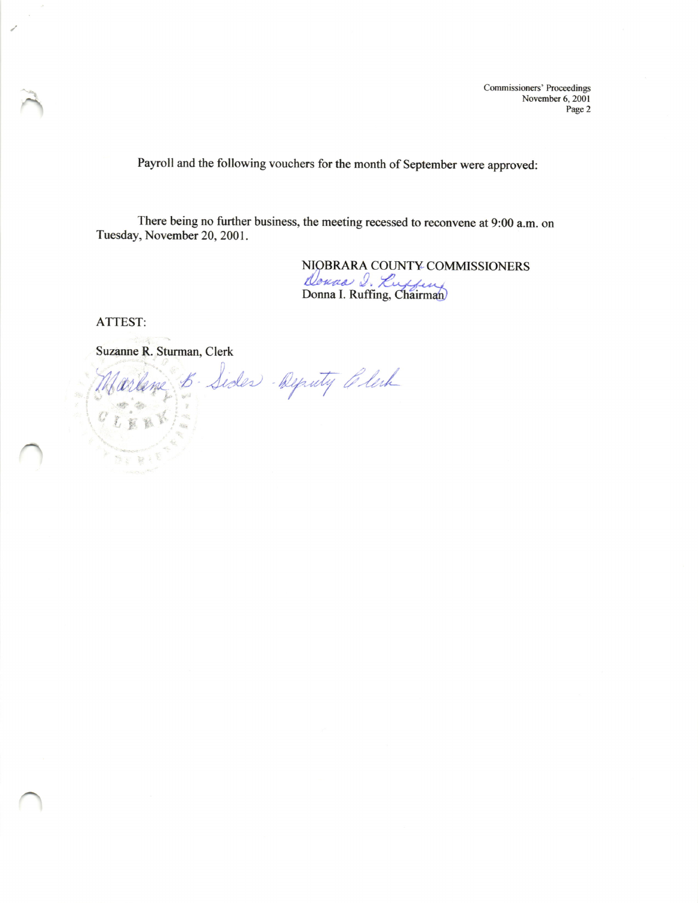Payroll and the following vouchers for the month of September were approved:

There being no further business, the meeting recessed to reconvene at 9:00 a.m. on Tuesday, November 20, 2001.

NIOBRARA COUNTY COMMISSIONERS

*Donna I. Ruffing*

Donna I. Ruffing, Chairman

ATTEST:

Suzanne R. Sturman, Clerk

*Marlene B. Sides - Deputy Clerk*